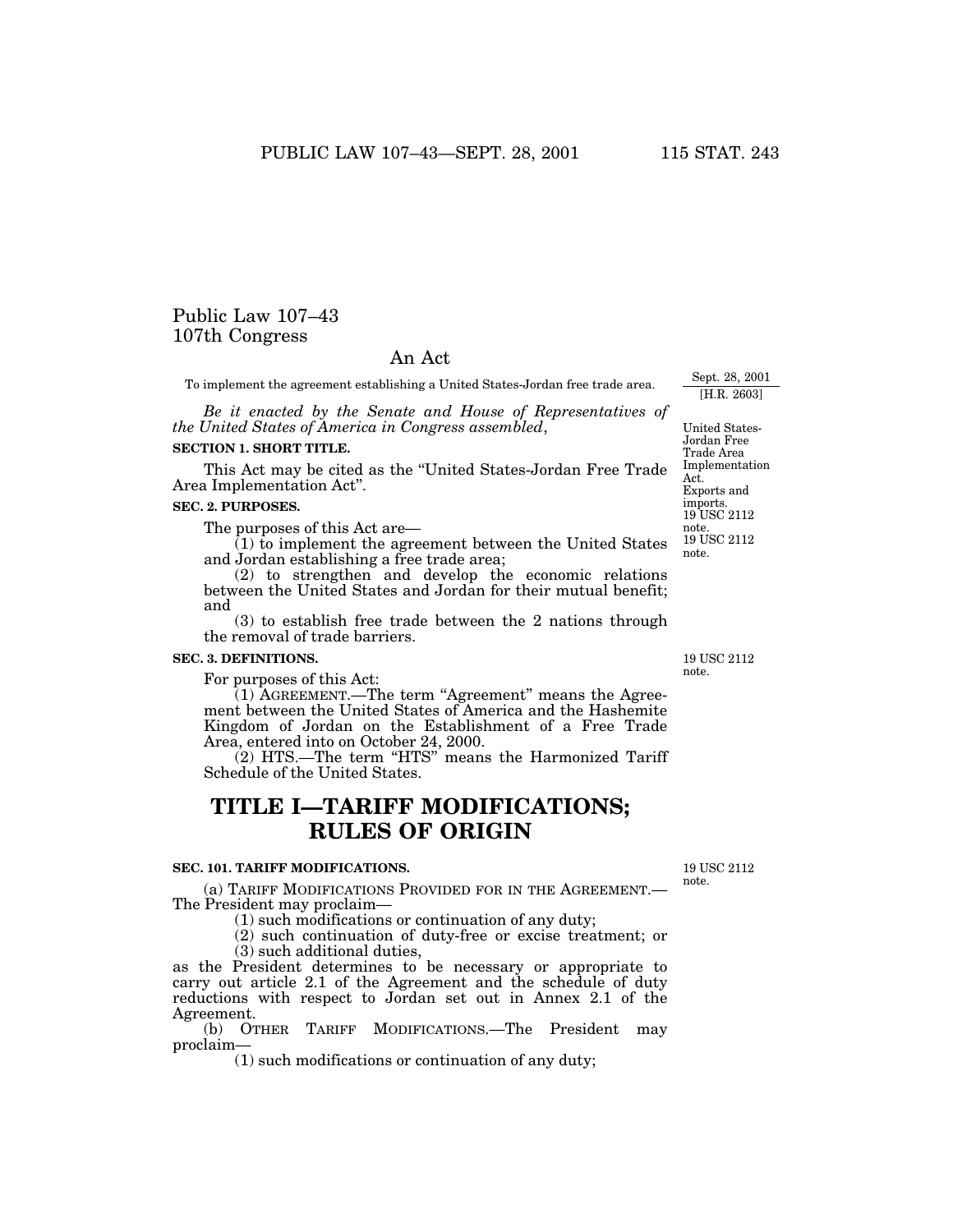# Public Law 107–43
## 107th Congress

### An Act

To implement the agreement establishing a United States-Jordan free trade area.

Sept. 28, 2001
[H.R. 2603]

*Be it enacted by the Senate and House of Representatives of the United States of America in Congress assembled*,

United States-Jordan Free Trade Area Implementation Act.
Exports and imports.
19 USC 2112 note.

**SECTION 1. SHORT TITLE.**

This Act may be cited as the “United States-Jordan Free Trade Area Implementation Act”.

19 USC 2112 note.

**SEC. 2. PURPOSES.**

The purposes of this Act are—

(1) to implement the agreement between the United States and Jordan establishing a free trade area;

(2) to strengthen and develop the economic relations between the United States and Jordan for their mutual benefit; and

(3) to establish free trade between the 2 nations through the removal of trade barriers.

19 USC 2112 note.

**SEC. 3. DEFINITIONS.**

For purposes of this Act:

(1) AGREEMENT.—The term “Agreement” means the Agreement between the United States of America and the Hashemite Kingdom of Jordan on the Establishment of a Free Trade Area, entered into on October 24, 2000.

(2) HTS.—The term “HTS” means the Harmonized Tariff Schedule of the United States.

# TITLE I—TARIFF MODIFICATIONS; RULES OF ORIGIN

19 USC 2112 note.

**SEC. 101. TARIFF MODIFICATIONS.**

(a) TARIFF MODIFICATIONS PROVIDED FOR IN THE AGREEMENT.—The President may proclaim—

(1) such modifications or continuation of any duty;

(2) such continuation of duty-free or excise treatment; or

(3) such additional duties,

as the President determines to be necessary or appropriate to carry out article 2.1 of the Agreement and the schedule of duty reductions with respect to Jordan set out in Annex 2.1 of the Agreement.

(b) OTHER TARIFF MODIFICATIONS.—The President may proclaim—

(1) such modifications or continuation of any duty;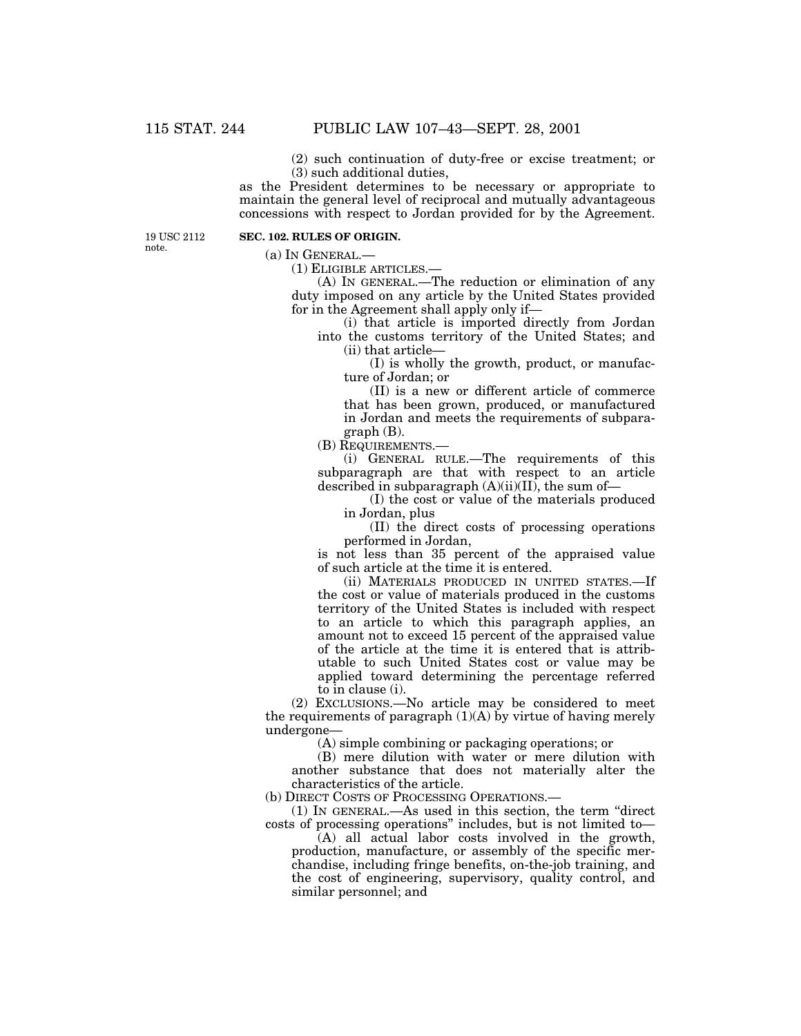(2) such continuation of duty-free or excise treatment; or

(3) such additional duties,

as the President determines to be necessary or appropriate to maintain the general level of reciprocal and mutually advantageous concessions with respect to Jordan provided for by the Agreement.

19 USC 2112 note.

**SEC. 102. RULES OF ORIGIN.**

(a) IN GENERAL.—

(1) ELIGIBLE ARTICLES.—

(A) IN GENERAL.—The reduction or elimination of any duty imposed on any article by the United States provided for in the Agreement shall apply only if—

(i) that article is imported directly from Jordan into the customs territory of the United States; and

(ii) that article—

(I) is wholly the growth, product, or manufacture of Jordan; or

(II) is a new or different article of commerce that has been grown, produced, or manufactured in Jordan and meets the requirements of subparagraph (B).

(B) REQUIREMENTS.—

(i) GENERAL RULE.—The requirements of this subparagraph are that with respect to an article described in subparagraph (A)(ii)(II), the sum of—

(I) the cost or value of the materials produced in Jordan, plus

(II) the direct costs of processing operations performed in Jordan,

is not less than 35 percent of the appraised value of such article at the time it is entered.

(ii) MATERIALS PRODUCED IN UNITED STATES.—If the cost or value of materials produced in the customs territory of the United States is included with respect to an article to which this paragraph applies, an amount not to exceed 15 percent of the appraised value of the article at the time it is entered that is attributable to such United States cost or value may be applied toward determining the percentage referred to in clause (i).

(2) EXCLUSIONS.—No article may be considered to meet the requirements of paragraph (1)(A) by virtue of having merely undergone—

(A) simple combining or packaging operations; or

(B) mere dilution with water or mere dilution with another substance that does not materially alter the characteristics of the article.

(b) DIRECT COSTS OF PROCESSING OPERATIONS.—

(1) IN GENERAL.—As used in this section, the term "direct costs of processing operations" includes, but is not limited to—

(A) all actual labor costs involved in the growth, production, manufacture, or assembly of the specific merchandise, including fringe benefits, on-the-job training, and the cost of engineering, supervisory, quality control, and similar personnel; and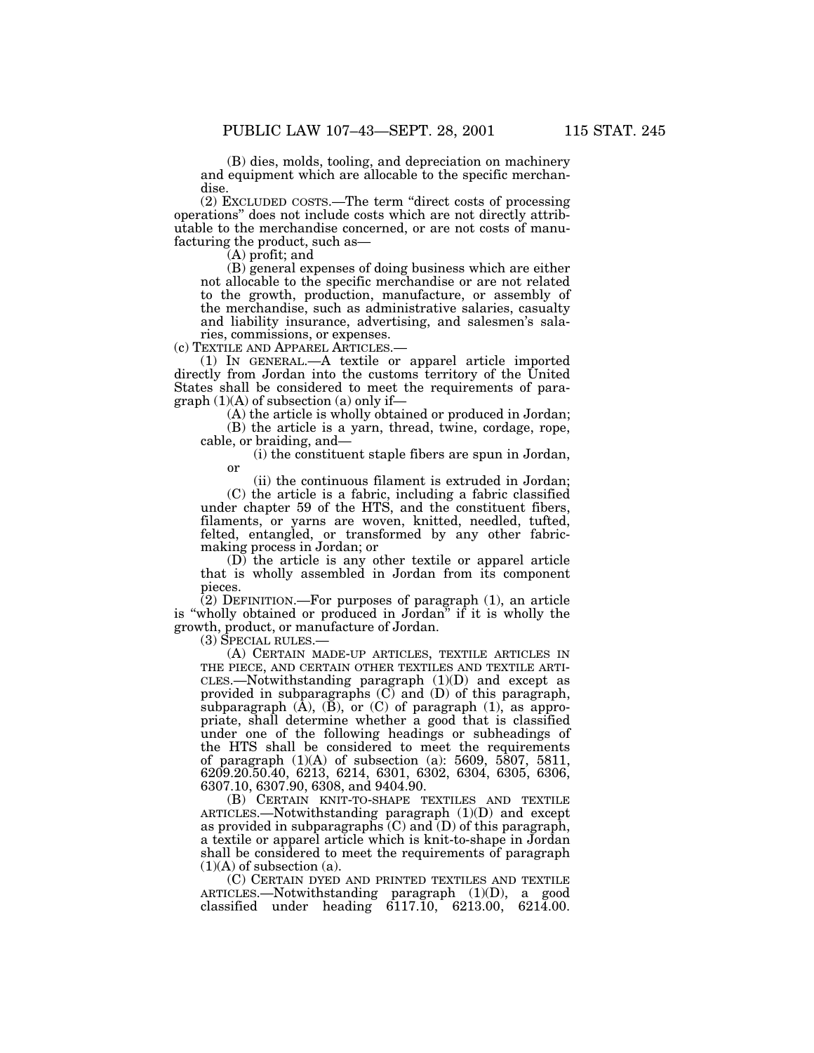(B) dies, molds, tooling, and depreciation on machinery and equipment which are allocable to the specific merchandise.

(2) EXCLUDED COSTS.—The term "direct costs of processing operations" does not include costs which are not directly attributable to the merchandise concerned, or are not costs of manufacturing the product, such as—

(A) profit; and

(B) general expenses of doing business which are either not allocable to the specific merchandise or are not related to the growth, production, manufacture, or assembly of the merchandise, such as administrative salaries, casualty and liability insurance, advertising, and salesmen's salaries, commissions, or expenses.

(c) TEXTILE AND APPAREL ARTICLES.—

(1) IN GENERAL.—A textile or apparel article imported directly from Jordan into the customs territory of the United States shall be considered to meet the requirements of paragraph (1)(A) of subsection (a) only if—

(A) the article is wholly obtained or produced in Jordan;

(B) the article is a yarn, thread, twine, cordage, rope, cable, or braiding, and—

(i) the constituent staple fibers are spun in Jordan, or

(ii) the continuous filament is extruded in Jordan;

(C) the article is a fabric, including a fabric classified under chapter 59 of the HTS, and the constituent fibers, filaments, or yarns are woven, knitted, needled, tufted, felted, entangled, or transformed by any other fabric-making process in Jordan; or

(D) the article is any other textile or apparel article that is wholly assembled in Jordan from its component pieces.

(2) DEFINITION.—For purposes of paragraph (1), an article is "wholly obtained or produced in Jordan" if it is wholly the growth, product, or manufacture of Jordan.

(3) SPECIAL RULES.—

(A) CERTAIN MADE-UP ARTICLES, TEXTILE ARTICLES IN THE PIECE, AND CERTAIN OTHER TEXTILES AND TEXTILE ARTICLES.—Notwithstanding paragraph (1)(D) and except as provided in subparagraphs (C) and (D) of this paragraph, subparagraph (A), (B), or (C) of paragraph (1), as appropriate, shall determine whether a good that is classified under one of the following headings or subheadings of the HTS shall be considered to meet the requirements of paragraph (1)(A) of subsection (a): 5609, 5807, 5811, 6209.20.50.40, 6213, 6214, 6301, 6302, 6304, 6305, 6306, 6307.10, 6307.90, 6308, and 9404.90.

(B) CERTAIN KNIT-TO-SHAPE TEXTILES AND TEXTILE ARTICLES.—Notwithstanding paragraph (1)(D) and except as provided in subparagraphs (C) and (D) of this paragraph, a textile or apparel article which is knit-to-shape in Jordan shall be considered to meet the requirements of paragraph (1)(A) of subsection (a).

(C) CERTAIN DYED AND PRINTED TEXTILES AND TEXTILE ARTICLES.—Notwithstanding paragraph (1)(D), a good classified under heading 6117.10, 6213.00, 6214.00.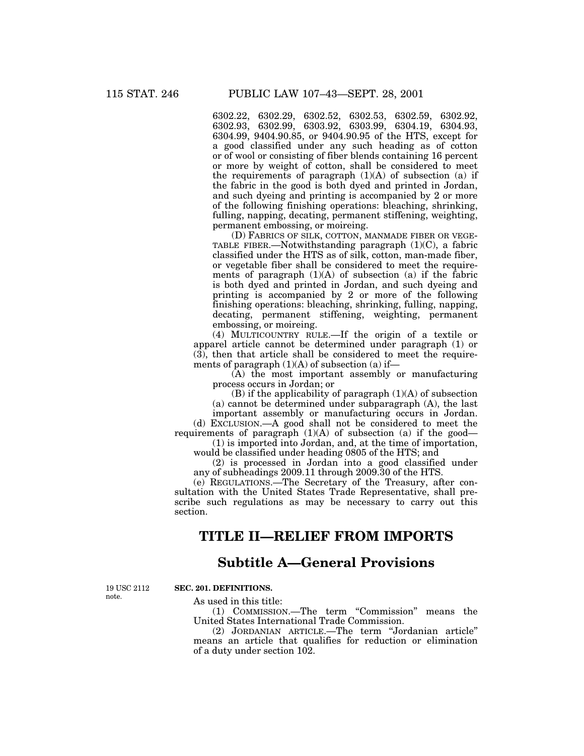6302.22, 6302.29, 6302.52, 6302.53, 6302.59, 6302.92, 6302.93, 6302.99, 6303.92, 6303.99, 6304.19, 6304.93, 6304.99, 9404.90.85, or 9404.90.95 of the HTS, except for a good classified under any such heading as of cotton or of wool or consisting of fiber blends containing 16 percent or more by weight of cotton, shall be considered to meet the requirements of paragraph (1)(A) of subsection (a) if the fabric in the good is both dyed and printed in Jordan, and such dyeing and printing is accompanied by 2 or more of the following finishing operations: bleaching, shrinking, fulling, napping, decating, permanent stiffening, weighting, permanent embossing, or moireing.

(D) FABRICS OF SILK, COTTON, MANMADE FIBER OR VEGETABLE FIBER.—Notwithstanding paragraph (1)(C), a fabric classified under the HTS as of silk, cotton, man-made fiber, or vegetable fiber shall be considered to meet the requirements of paragraph (1)(A) of subsection (a) if the fabric is both dyed and printed in Jordan, and such dyeing and printing is accompanied by 2 or more of the following finishing operations: bleaching, shrinking, fulling, napping, decating, permanent stiffening, weighting, permanent embossing, or moireing.

(4) MULTICOUNTRY RULE.—If the origin of a textile or apparel article cannot be determined under paragraph (1) or (3), then that article shall be considered to meet the requirements of paragraph (1)(A) of subsection (a) if—

(A) the most important assembly or manufacturing process occurs in Jordan; or

(B) if the applicability of paragraph (1)(A) of subsection (a) cannot be determined under subparagraph (A), the last important assembly or manufacturing occurs in Jordan.

(d) EXCLUSION.—A good shall not be considered to meet the requirements of paragraph (1)(A) of subsection (a) if the good—

(1) is imported into Jordan, and, at the time of importation, would be classified under heading 0805 of the HTS; and

(2) is processed in Jordan into a good classified under any of subheadings 2009.11 through 2009.30 of the HTS.

(e) REGULATIONS.—The Secretary of the Treasury, after consultation with the United States Trade Representative, shall prescribe such regulations as may be necessary to carry out this section.

# TITLE II—RELIEF FROM IMPORTS

## Subtitle A—General Provisions

19 USC 2112 note.

**SEC. 201. DEFINITIONS.**

As used in this title:

(1) COMMISSION.—The term "Commission" means the United States International Trade Commission.

(2) JORDANIAN ARTICLE.—The term "Jordanian article" means an article that qualifies for reduction or elimination of a duty under section 102.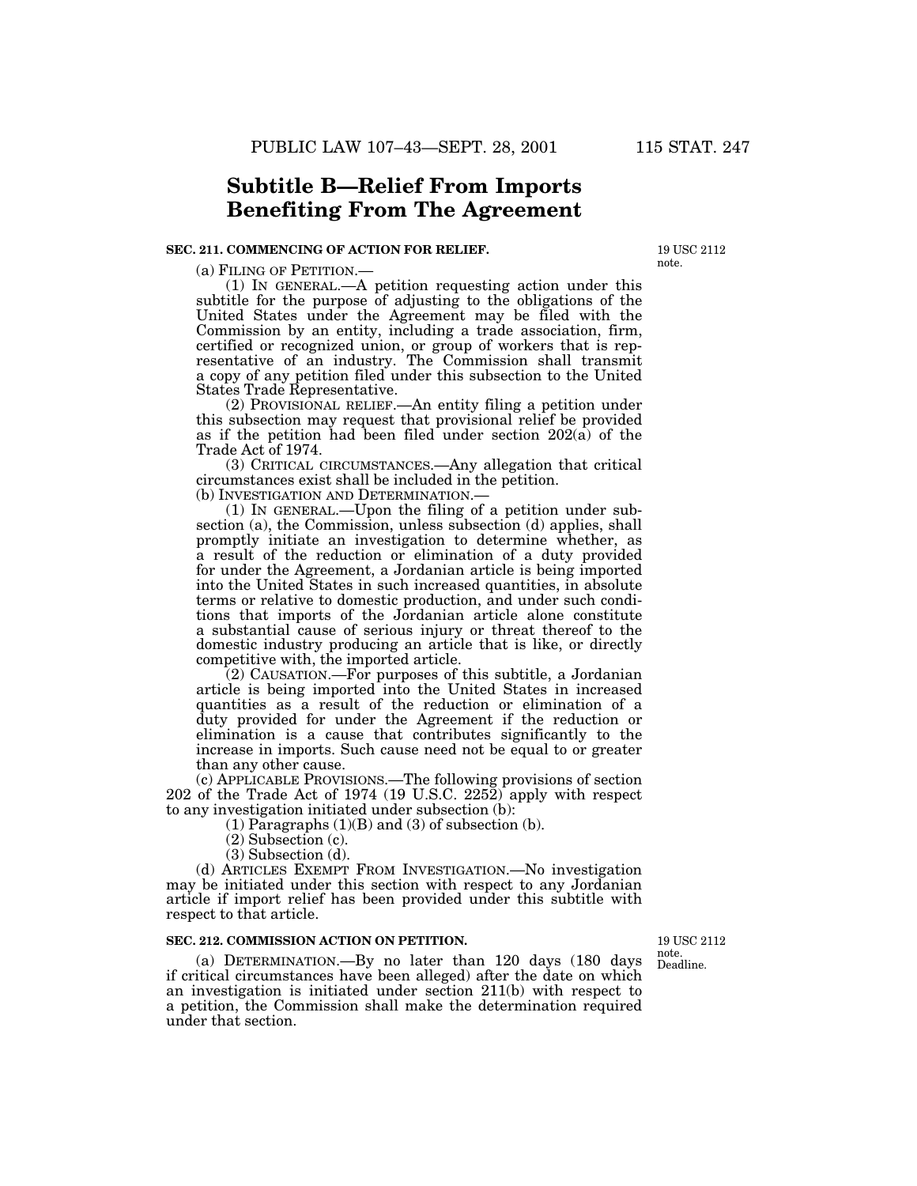## Subtitle B—Relief From Imports Benefiting From The Agreement

**SEC. 211. COMMENCING OF ACTION FOR RELIEF.**

19 USC 2112 note.

(a) FILING OF PETITION.—

(1) IN GENERAL.—A petition requesting action under this subtitle for the purpose of adjusting to the obligations of the United States under the Agreement may be filed with the Commission by an entity, including a trade association, firm, certified or recognized union, or group of workers that is representative of an industry. The Commission shall transmit a copy of any petition filed under this subsection to the United States Trade Representative.

(2) PROVISIONAL RELIEF.—An entity filing a petition under this subsection may request that provisional relief be provided as if the petition had been filed under section 202(a) of the Trade Act of 1974.

(3) CRITICAL CIRCUMSTANCES.—Any allegation that critical circumstances exist shall be included in the petition.

(b) INVESTIGATION AND DETERMINATION.—

(1) IN GENERAL.—Upon the filing of a petition under subsection (a), the Commission, unless subsection (d) applies, shall promptly initiate an investigation to determine whether, as a result of the reduction or elimination of a duty provided for under the Agreement, a Jordanian article is being imported into the United States in such increased quantities, in absolute terms or relative to domestic production, and under such conditions that imports of the Jordanian article alone constitute a substantial cause of serious injury or threat thereof to the domestic industry producing an article that is like, or directly competitive with, the imported article.

(2) CAUSATION.—For purposes of this subtitle, a Jordanian article is being imported into the United States in increased quantities as a result of the reduction or elimination of a duty provided for under the Agreement if the reduction or elimination is a cause that contributes significantly to the increase in imports. Such cause need not be equal to or greater than any other cause.

(c) APPLICABLE PROVISIONS.—The following provisions of section 202 of the Trade Act of 1974 (19 U.S.C. 2252) apply with respect to any investigation initiated under subsection (b):

(1) Paragraphs (1)(B) and (3) of subsection (b).

(2) Subsection (c).

(3) Subsection (d).

(d) ARTICLES EXEMPT FROM INVESTIGATION.—No investigation may be initiated under this section with respect to any Jordanian article if import relief has been provided under this subtitle with respect to that article.

**SEC. 212. COMMISSION ACTION ON PETITION.**

19 USC 2112 note. Deadline.

(a) DETERMINATION.—By no later than 120 days (180 days if critical circumstances have been alleged) after the date on which an investigation is initiated under section 211(b) with respect to a petition, the Commission shall make the determination required under that section.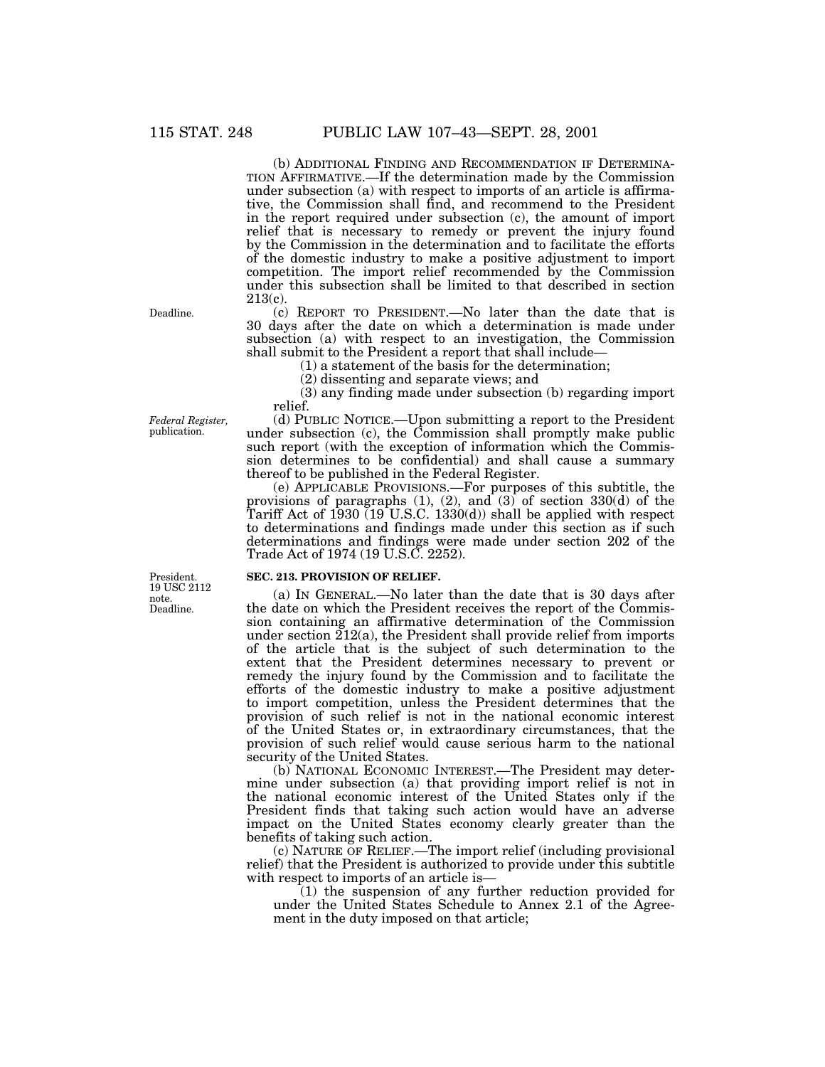(b) ADDITIONAL FINDING AND RECOMMENDATION IF DETERMINATION AFFIRMATIVE.—If the determination made by the Commission under subsection (a) with respect to imports of an article is affirmative, the Commission shall find, and recommend to the President in the report required under subsection (c), the amount of import relief that is necessary to remedy or prevent the injury found by the Commission in the determination and to facilitate the efforts of the domestic industry to make a positive adjustment to import competition. The import relief recommended by the Commission under this subsection shall be limited to that described in section 213(c).

Deadline.

(c) REPORT TO PRESIDENT.—No later than the date that is 30 days after the date on which a determination is made under subsection (a) with respect to an investigation, the Commission shall submit to the President a report that shall include—

(1) a statement of the basis for the determination;

(2) dissenting and separate views; and

(3) any finding made under subsection (b) regarding import relief.

*Federal Register,* publication.

(d) PUBLIC NOTICE.—Upon submitting a report to the President under subsection (c), the Commission shall promptly make public such report (with the exception of information which the Commission determines to be confidential) and shall cause a summary thereof to be published in the Federal Register.

(e) APPLICABLE PROVISIONS.—For purposes of this subtitle, the provisions of paragraphs (1), (2), and (3) of section 330(d) of the Tariff Act of 1930 (19 U.S.C. 1330(d)) shall be applied with respect to determinations and findings made under this section as if such determinations and findings were made under section 202 of the Trade Act of 1974 (19 U.S.C. 2252).

President. 19 USC 2112 note. Deadline.

**SEC. 213. PROVISION OF RELIEF.**

(a) IN GENERAL.—No later than the date that is 30 days after the date on which the President receives the report of the Commission containing an affirmative determination of the Commission under section 212(a), the President shall provide relief from imports of the article that is the subject of such determination to the extent that the President determines necessary to prevent or remedy the injury found by the Commission and to facilitate the efforts of the domestic industry to make a positive adjustment to import competition, unless the President determines that the provision of such relief is not in the national economic interest of the United States or, in extraordinary circumstances, that the provision of such relief would cause serious harm to the national security of the United States.

(b) NATIONAL ECONOMIC INTEREST.—The President may determine under subsection (a) that providing import relief is not in the national economic interest of the United States only if the President finds that taking such action would have an adverse impact on the United States economy clearly greater than the benefits of taking such action.

(c) NATURE OF RELIEF.—The import relief (including provisional relief) that the President is authorized to provide under this subtitle with respect to imports of an article is—

(1) the suspension of any further reduction provided for under the United States Schedule to Annex 2.1 of the Agreement in the duty imposed on that article;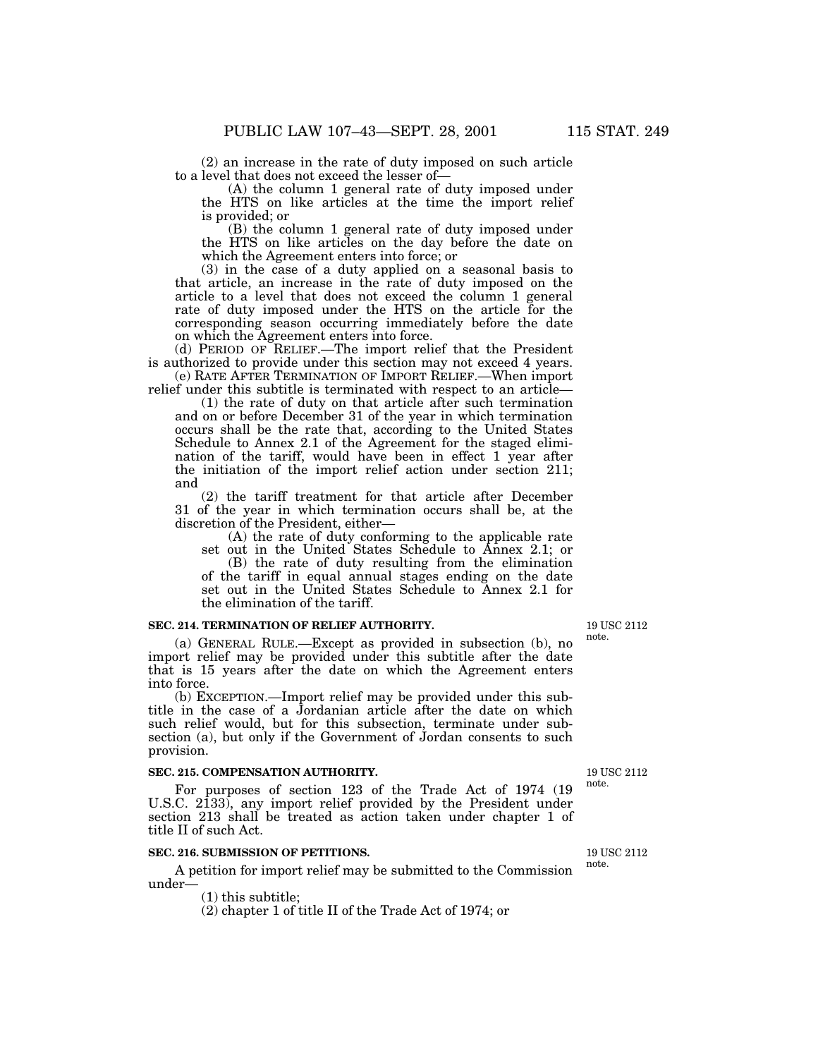(2) an increase in the rate of duty imposed on such article to a level that does not exceed the lesser of—

(A) the column 1 general rate of duty imposed under the HTS on like articles at the time the import relief is provided; or

(B) the column 1 general rate of duty imposed under the HTS on like articles on the day before the date on which the Agreement enters into force; or

(3) in the case of a duty applied on a seasonal basis to that article, an increase in the rate of duty imposed on the article to a level that does not exceed the column 1 general rate of duty imposed under the HTS on the article for the corresponding season occurring immediately before the date on which the Agreement enters into force.

(d) PERIOD OF RELIEF.—The import relief that the President is authorized to provide under this section may not exceed 4 years.

(e) RATE AFTER TERMINATION OF IMPORT RELIEF.—When import relief under this subtitle is terminated with respect to an article—

(1) the rate of duty on that article after such termination and on or before December 31 of the year in which termination occurs shall be the rate that, according to the United States Schedule to Annex 2.1 of the Agreement for the staged elimination of the tariff, would have been in effect 1 year after the initiation of the import relief action under section 211; and

(2) the tariff treatment for that article after December 31 of the year in which termination occurs shall be, at the discretion of the President, either—

(A) the rate of duty conforming to the applicable rate set out in the United States Schedule to Annex 2.1; or

(B) the rate of duty resulting from the elimination of the tariff in equal annual stages ending on the date set out in the United States Schedule to Annex 2.1 for the elimination of the tariff.

**SEC. 214. TERMINATION OF RELIEF AUTHORITY.**

19 USC 2112 note.

(a) GENERAL RULE.—Except as provided in subsection (b), no import relief may be provided under this subtitle after the date that is 15 years after the date on which the Agreement enters into force.

(b) EXCEPTION.—Import relief may be provided under this subtitle in the case of a Jordanian article after the date on which such relief would, but for this subsection, terminate under subsection (a), but only if the Government of Jordan consents to such provision.

**SEC. 215. COMPENSATION AUTHORITY.**

19 USC 2112 note.

For purposes of section 123 of the Trade Act of 1974 (19 U.S.C. 2133), any import relief provided by the President under section 213 shall be treated as action taken under chapter 1 of title II of such Act.

**SEC. 216. SUBMISSION OF PETITIONS.**

19 USC 2112 note.

A petition for import relief may be submitted to the Commission under—

(1) this subtitle;

(2) chapter 1 of title II of the Trade Act of 1974; or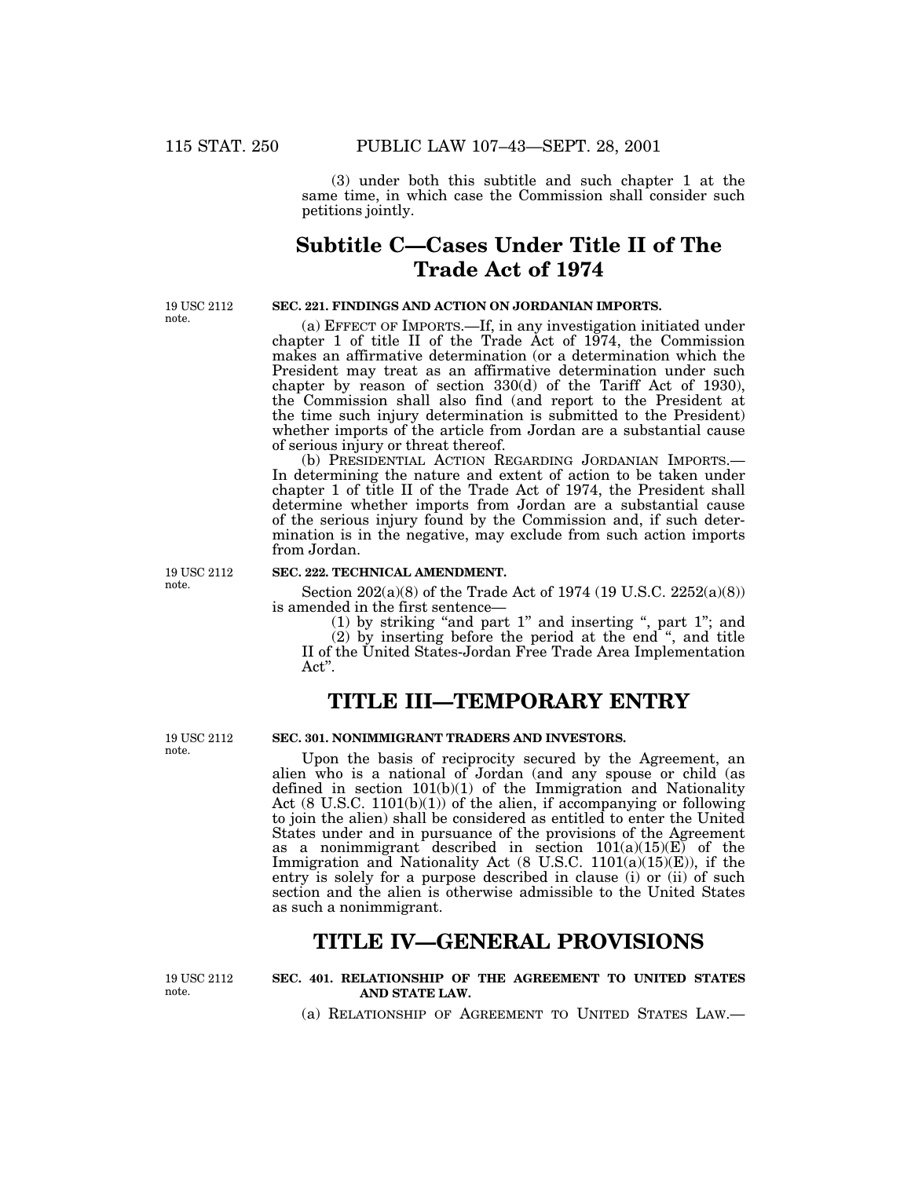(3) under both this subtitle and such chapter 1 at the same time, in which case the Commission shall consider such petitions jointly.

## Subtitle C—Cases Under Title II of The Trade Act of 1974

19 USC 2112 note.

**SEC. 221. FINDINGS AND ACTION ON JORDANIAN IMPORTS.**

(a) EFFECT OF IMPORTS.—If, in any investigation initiated under chapter 1 of title II of the Trade Act of 1974, the Commission makes an affirmative determination (or a determination which the President may treat as an affirmative determination under such chapter by reason of section 330(d) of the Tariff Act of 1930), the Commission shall also find (and report to the President at the time such injury determination is submitted to the President) whether imports of the article from Jordan are a substantial cause of serious injury or threat thereof.

(b) PRESIDENTIAL ACTION REGARDING JORDANIAN IMPORTS.—In determining the nature and extent of action to be taken under chapter 1 of title II of the Trade Act of 1974, the President shall determine whether imports from Jordan are a substantial cause of the serious injury found by the Commission and, if such determination is in the negative, may exclude from such action imports from Jordan.

19 USC 2112 note.

**SEC. 222. TECHNICAL AMENDMENT.**

Section 202(a)(8) of the Trade Act of 1974 (19 U.S.C. 2252(a)(8)) is amended in the first sentence—

(1) by striking "and part 1" and inserting ", part 1"; and

(2) by inserting before the period at the end ", and title II of the United States-Jordan Free Trade Area Implementation Act".

# TITLE III—TEMPORARY ENTRY

19 USC 2112 note.

**SEC. 301. NONIMMIGRANT TRADERS AND INVESTORS.**

Upon the basis of reciprocity secured by the Agreement, an alien who is a national of Jordan (and any spouse or child (as defined in section 101(b)(1) of the Immigration and Nationality Act (8 U.S.C. 1101(b)(1)) of the alien, if accompanying or following to join the alien) shall be considered as entitled to enter the United States under and in pursuance of the provisions of the Agreement as a nonimmigrant described in section 101(a)(15)(E) of the Immigration and Nationality Act (8 U.S.C. 1101(a)(15)(E)), if the entry is solely for a purpose described in clause (i) or (ii) of such section and the alien is otherwise admissible to the United States as such a nonimmigrant.

# TITLE IV—GENERAL PROVISIONS

19 USC 2112 note.

**SEC. 401. RELATIONSHIP OF THE AGREEMENT TO UNITED STATES AND STATE LAW.**

(a) RELATIONSHIP OF AGREEMENT TO UNITED STATES LAW.—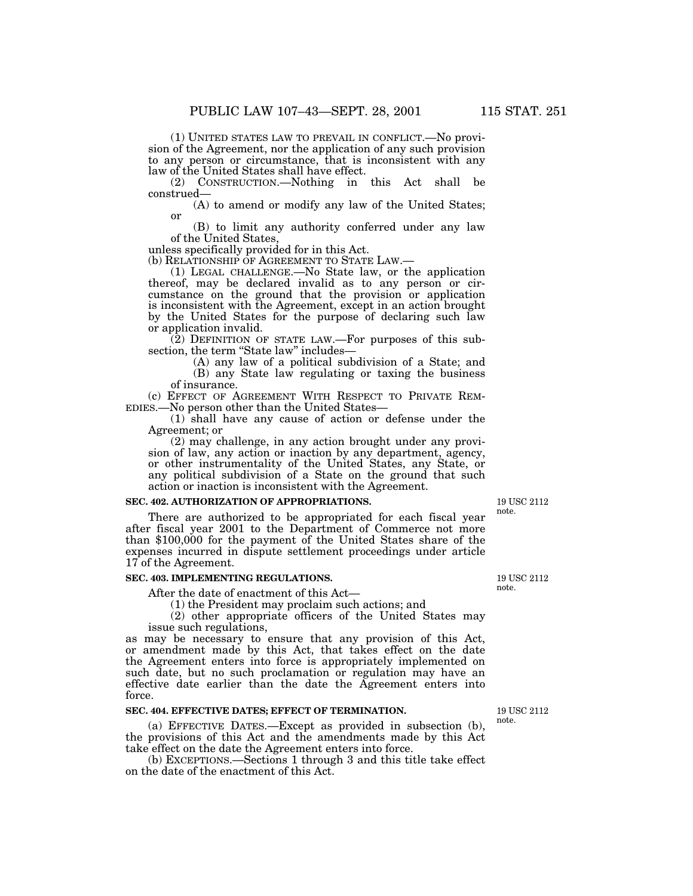(1) UNITED STATES LAW TO PREVAIL IN CONFLICT.—No provision of the Agreement, nor the application of any such provision to any person or circumstance, that is inconsistent with any law of the United States shall have effect.

(2) CONSTRUCTION.—Nothing in this Act shall be construed—

(A) to amend or modify any law of the United States; or

(B) to limit any authority conferred under any law of the United States,

unless specifically provided for in this Act.

(b) RELATIONSHIP OF AGREEMENT TO STATE LAW.—

(1) LEGAL CHALLENGE.—No State law, or the application thereof, may be declared invalid as to any person or circumstance on the ground that the provision or application is inconsistent with the Agreement, except in an action brought by the United States for the purpose of declaring such law or application invalid.

(2) DEFINITION OF STATE LAW.—For purposes of this subsection, the term "State law" includes—

(A) any law of a political subdivision of a State; and

(B) any State law regulating or taxing the business of insurance.

(c) EFFECT OF AGREEMENT WITH RESPECT TO PRIVATE REMEDIES.—No person other than the United States—

(1) shall have any cause of action or defense under the Agreement; or

(2) may challenge, in any action brought under any provision of law, any action or inaction by any department, agency, or other instrumentality of the United States, any State, or any political subdivision of a State on the ground that such action or inaction is inconsistent with the Agreement.

**SEC. 402. AUTHORIZATION OF APPROPRIATIONS.**

19 USC 2112 note.

There are authorized to be appropriated for each fiscal year after fiscal year 2001 to the Department of Commerce not more than $100,000 for the payment of the United States share of the expenses incurred in dispute settlement proceedings under article 17 of the Agreement.

**SEC. 403. IMPLEMENTING REGULATIONS.**

19 USC 2112 note.

After the date of enactment of this Act—

(1) the President may proclaim such actions; and

(2) other appropriate officers of the United States may issue such regulations,

as may be necessary to ensure that any provision of this Act, or amendment made by this Act, that takes effect on the date the Agreement enters into force is appropriately implemented on such date, but no such proclamation or regulation may have an effective date earlier than the date the Agreement enters into force.

**SEC. 404. EFFECTIVE DATES; EFFECT OF TERMINATION.**

19 USC 2112 note.

(a) EFFECTIVE DATES.—Except as provided in subsection (b), the provisions of this Act and the amendments made by this Act take effect on the date the Agreement enters into force.

(b) EXCEPTIONS.—Sections 1 through 3 and this title take effect on the date of the enactment of this Act.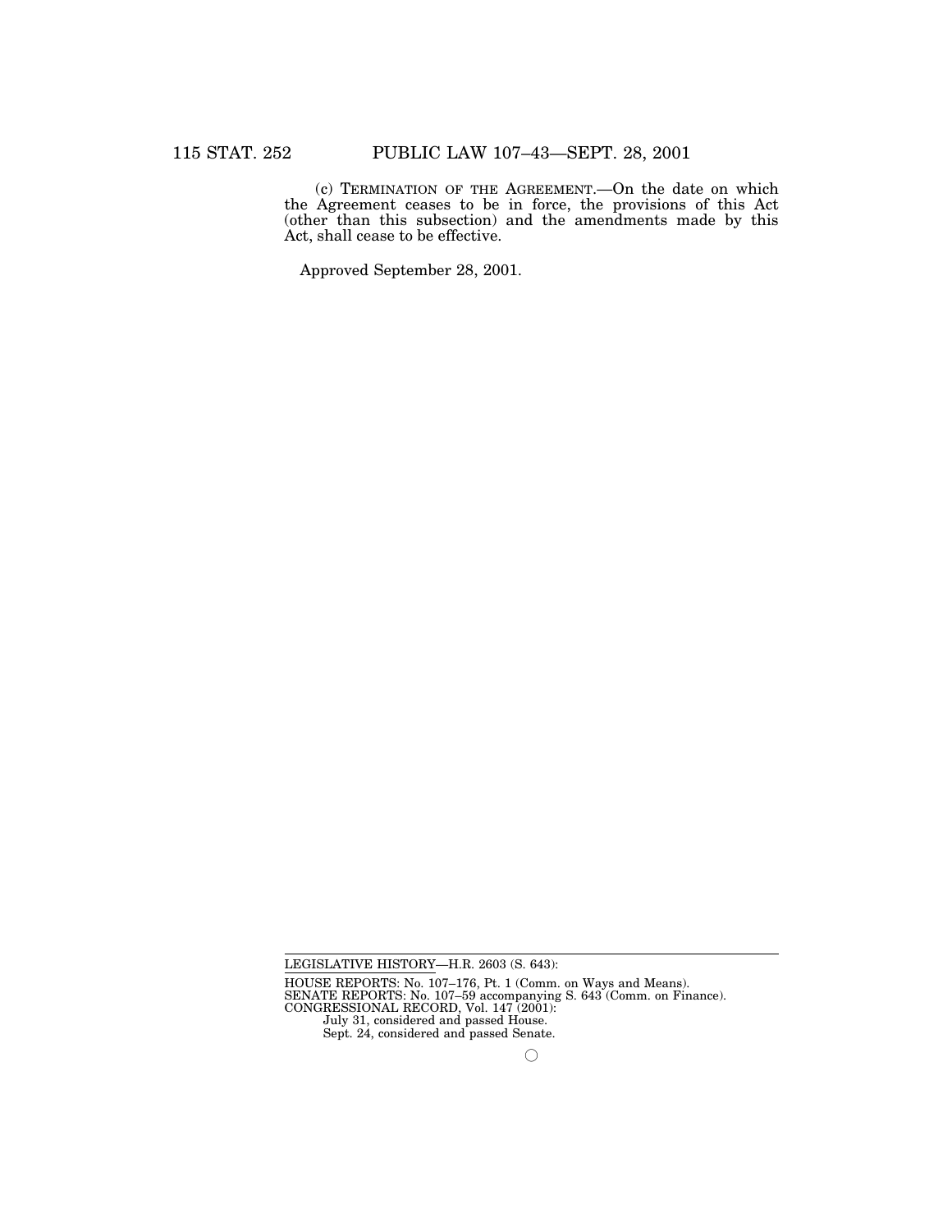(c) TERMINATION OF THE AGREEMENT.—On the date on which the Agreement ceases to be in force, the provisions of this Act (other than this subsection) and the amendments made by this Act, shall cease to be effective.

Approved September 28, 2001.

---

LEGISLATIVE HISTORY—H.R. 2603 (S. 643):

HOUSE REPORTS: No. 107–176, Pt. 1 (Comm. on Ways and Means).
SENATE REPORTS: No. 107–59 accompanying S. 643 (Comm. on Finance).
CONGRESSIONAL RECORD, Vol. 147 (2001):
July 31, considered and passed House.
Sept. 24, considered and passed Senate.